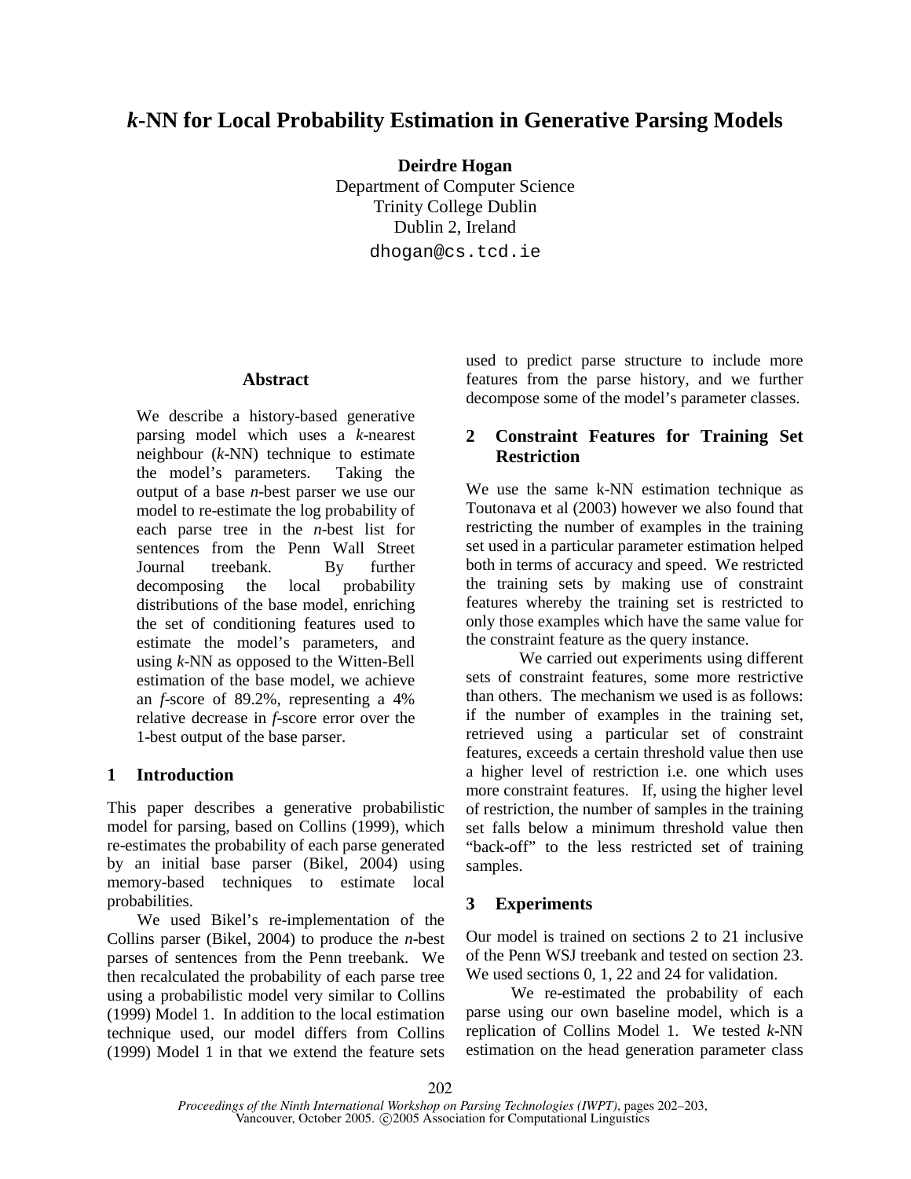# *k*-NN for Local Probability Estimation in Generative Parsing Models

**Deirdre Hogan**
Department of Computer Science
Trinity College Dublin
Dublin 2, Ireland
dhogan@cs.tcd.ie

## Abstract

We describe a history-based generative parsing model which uses a *k*-nearest neighbour (*k*-NN) technique to estimate the model's parameters. Taking the output of a base *n*-best parser we use our model to re-estimate the log probability of each parse tree in the *n*-best list for sentences from the Penn Wall Street Journal treebank. By further decomposing the local probability distributions of the base model, enriching the set of conditioning features used to estimate the model's parameters, and using *k*-NN as opposed to the Witten-Bell estimation of the base model, we achieve an *f*-score of 89.2%, representing a 4% relative decrease in *f*-score error over the 1-best output of the base parser.

## 1 Introduction

This paper describes a generative probabilistic model for parsing, based on Collins (1999), which re-estimates the probability of each parse generated by an initial base parser (Bikel, 2004) using memory-based techniques to estimate local probabilities.

We used Bikel's re-implementation of the Collins parser (Bikel, 2004) to produce the *n*-best parses of sentences from the Penn treebank. We then recalculated the probability of each parse tree using a probabilistic model very similar to Collins (1999) Model 1. In addition to the local estimation technique used, our model differs from Collins (1999) Model 1 in that we extend the feature sets used to predict parse structure to include more features from the parse history, and we further decompose some of the model's parameter classes.

## 2 Constraint Features for Training Set Restriction

We use the same k-NN estimation technique as Toutonava et al (2003) however we also found that restricting the number of examples in the training set used in a particular parameter estimation helped both in terms of accuracy and speed. We restricted the training sets by making use of constraint features whereby the training set is restricted to only those examples which have the same value for the constraint feature as the query instance.

We carried out experiments using different sets of constraint features, some more restrictive than others. The mechanism we used is as follows: if the number of examples in the training set, retrieved using a particular set of constraint features, exceeds a certain threshold value then use a higher level of restriction i.e. one which uses more constraint features. If, using the higher level of restriction, the number of samples in the training set falls below a minimum threshold value then "back-off" to the less restricted set of training samples.

## 3 Experiments

Our model is trained on sections 2 to 21 inclusive of the Penn WSJ treebank and tested on section 23. We used sections 0, 1, 22 and 24 for validation.

We re-estimated the probability of each parse using our own baseline model, which is a replication of Collins Model 1. We tested *k*-NN estimation on the head generation parameter class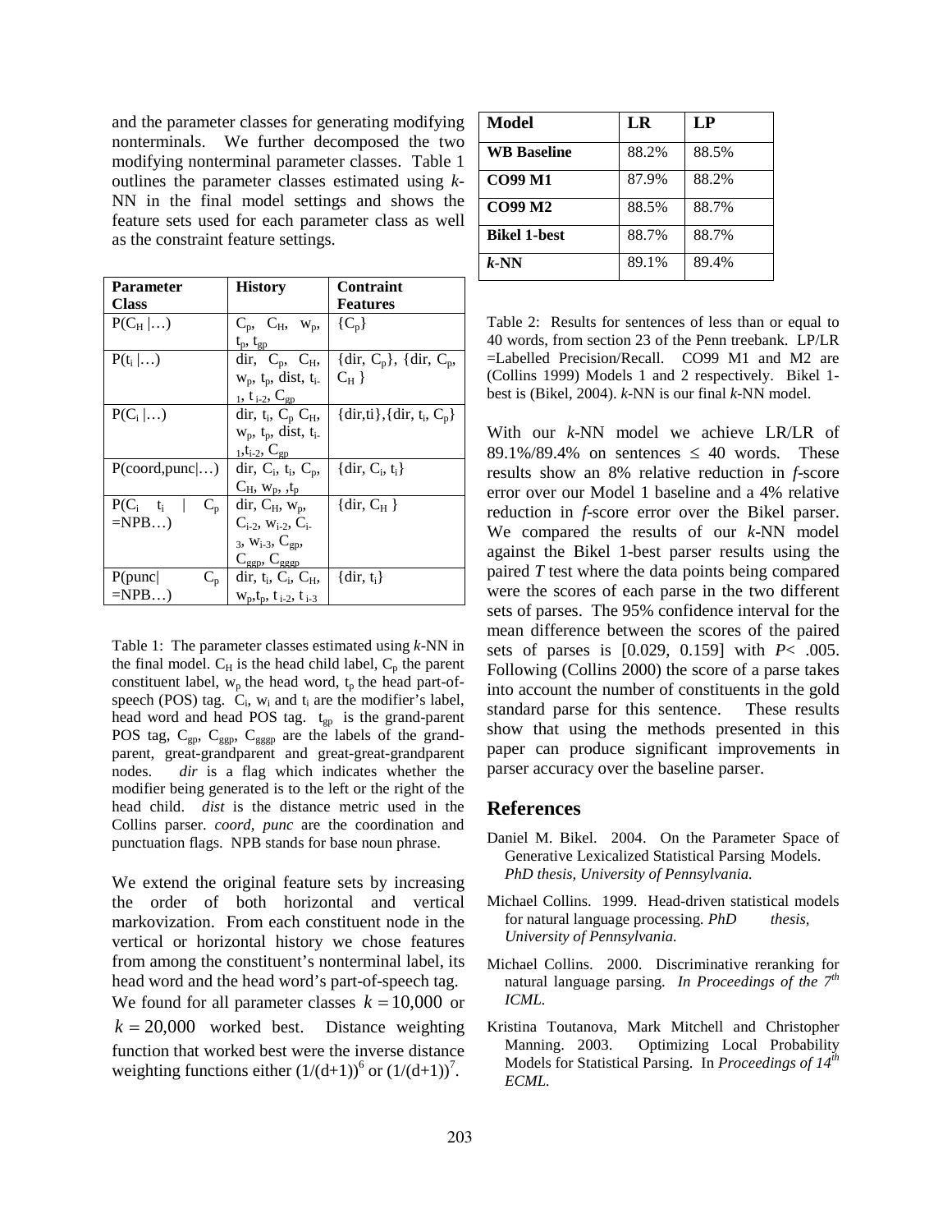and the parameter classes for generating modifying nonterminals. We further decomposed the two modifying nonterminal parameter classes. Table 1 outlines the parameter classes estimated using *k*-NN in the final model settings and shows the feature sets used for each parameter class as well as the constraint feature settings.

| Parameter Class | History | Contraint Features |
|---|---|---|
| $P(C_H \mid \ldots)$ | $C_p$, $C_H$, $w_p$, $t_p$, $t_{gp}$ | $\{C_p\}$ |
| $P(t_i \mid \ldots)$ | dir, $C_p$, $C_H$, $w_p$, $t_p$, dist, $t_{i-1}$, $t_{i-2}$, $C_{gp}$ | {dir, $C_p$}, {dir, $C_p$, $C_H$ } |
| $P(C_i \mid \ldots)$ | dir, $t_i$, $C_p$ $C_H$, $w_p$, $t_p$, dist, $t_{i-1}$, $t_{i-2}$, $C_{gp}$ | {dir,ti},{dir, $t_i$, $C_p$} |
| P(coord,punc\|…) | dir, $C_i$, $t_i$, $C_p$, $C_H$, $w_p$, ,$t_p$ | {dir, $C_i$, $t_i$} |
| $P(C_i \ t_i \mid C_p$ =NPB…) | dir, $C_H$, $w_p$, $C_{i-2}$, $w_{i-2}$, $C_{i-3}$, $w_{i-3}$, $C_{gp}$, $C_{ggp}$, $C_{gggp}$ | {dir, $C_H$ } |
| P(punc\| $C_p$ =NPB…) | dir, $t_i$, $C_i$, $C_H$, $w_p$,$t_p$, $t_{i-2}$, $t_{i-3}$ | {dir, $t_i$} |

Table 1: The parameter classes estimated using *k*-NN in the final model. $C_H$ is the head child label, $C_p$ the parent constituent label, $w_p$ the head word, $t_p$ the head part-of-speech (POS) tag. $C_i$, $w_i$ and $t_i$ are the modifier's label, head word and head POS tag. $t_{gp}$ is the grand-parent POS tag, $C_{gp}$, $C_{ggp}$, $C_{gggp}$ are the labels of the grand-parent, great-grandparent and great-great-grandparent nodes. *dir* is a flag which indicates whether the modifier being generated is to the left or the right of the head child. *dist* is the distance metric used in the Collins parser. *coord*, *punc* are the coordination and punctuation flags. NPB stands for base noun phrase.

We extend the original feature sets by increasing the order of both horizontal and vertical markovization. From each constituent node in the vertical or horizontal history we chose features from among the constituent's nonterminal label, its head word and the head word's part-of-speech tag. We found for all parameter classes $k = 10{,}000$ or $k = 20{,}000$ worked best. Distance weighting function that worked best were the inverse distance weighting functions either $(1/(d+1))^6$ or $(1/(d+1))^7$.

| Model | LR | LP |
|---|---|---|
| **WB Baseline** | 88.2% | 88.5% |
| **CO99 M1** | 87.9% | 88.2% |
| **CO99 M2** | 88.5% | 88.7% |
| **Bikel 1-best** | 88.7% | 88.7% |
| ***k*-NN** | 89.1% | 89.4% |

Table 2: Results for sentences of less than or equal to 40 words, from section 23 of the Penn treebank. LP/LR =Labelled Precision/Recall. CO99 M1 and M2 are (Collins 1999) Models 1 and 2 respectively. Bikel 1-best is (Bikel, 2004). *k*-NN is our final *k*-NN model.

With our *k*-NN model we achieve LR/LR of 89.1%/89.4% on sentences $\leq$ 40 words. These results show an 8% relative reduction in *f*-score error over our Model 1 baseline and a 4% relative reduction in *f*-score error over the Bikel parser. We compared the results of our *k*-NN model against the Bikel 1-best parser results using the paired *T* test where the data points being compared were the scores of each parse in the two different sets of parses. The 95% confidence interval for the mean difference between the scores of the paired sets of parses is [0.029, 0.159] with $P < .005$. Following (Collins 2000) the score of a parse takes into account the number of constituents in the gold standard parse for this sentence. These results show that using the methods presented in this paper can produce significant improvements in parser accuracy over the baseline parser.

## References

Daniel M. Bikel. 2004. On the Parameter Space of Generative Lexicalized Statistical Parsing Models. *PhD thesis, University of Pennsylvania.*

Michael Collins. 1999. Head-driven statistical models for natural language processing. *PhD thesis, University of Pennsylvania.*

Michael Collins. 2000. Discriminative reranking for natural language parsing. *In Proceedings of the 7th ICML.*

Kristina Toutanova, Mark Mitchell and Christopher Manning. 2003. Optimizing Local Probability Models for Statistical Parsing. In *Proceedings of 14th ECML.*